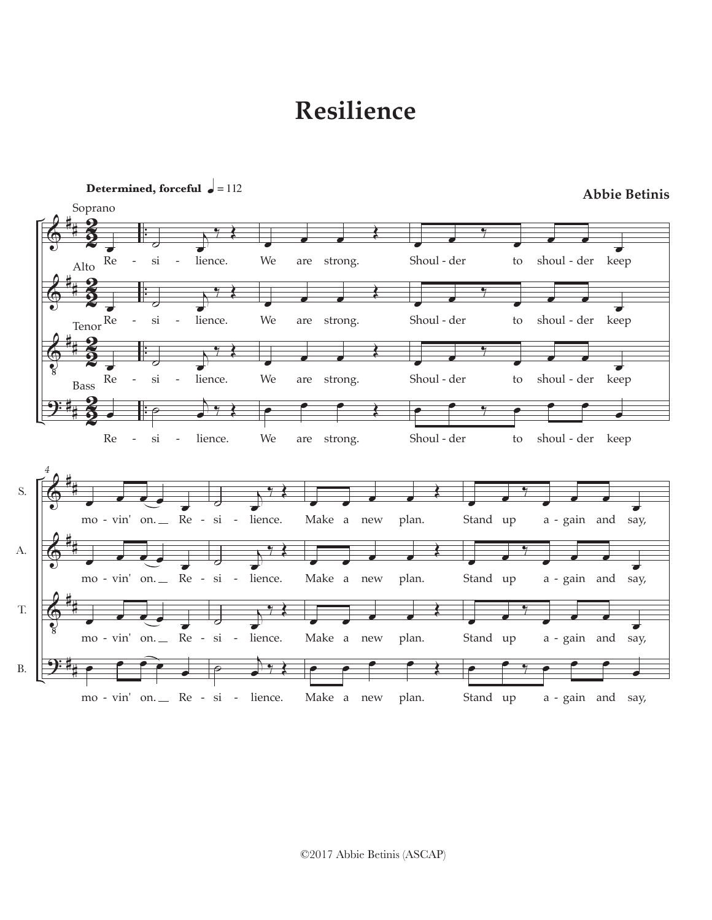# Resilience

**Determined, forceful** ♩ = 112

**Abbie Betinis**

Soprano / Alto / Tenor / Bass

Re - si - lience. We are strong. Shoul - der to shoul - der keep

mo - vin' on. Re - si - lience. Make a new plan. Stand up a - gain and say,

©2017 Abbie Betinis (ASCAP)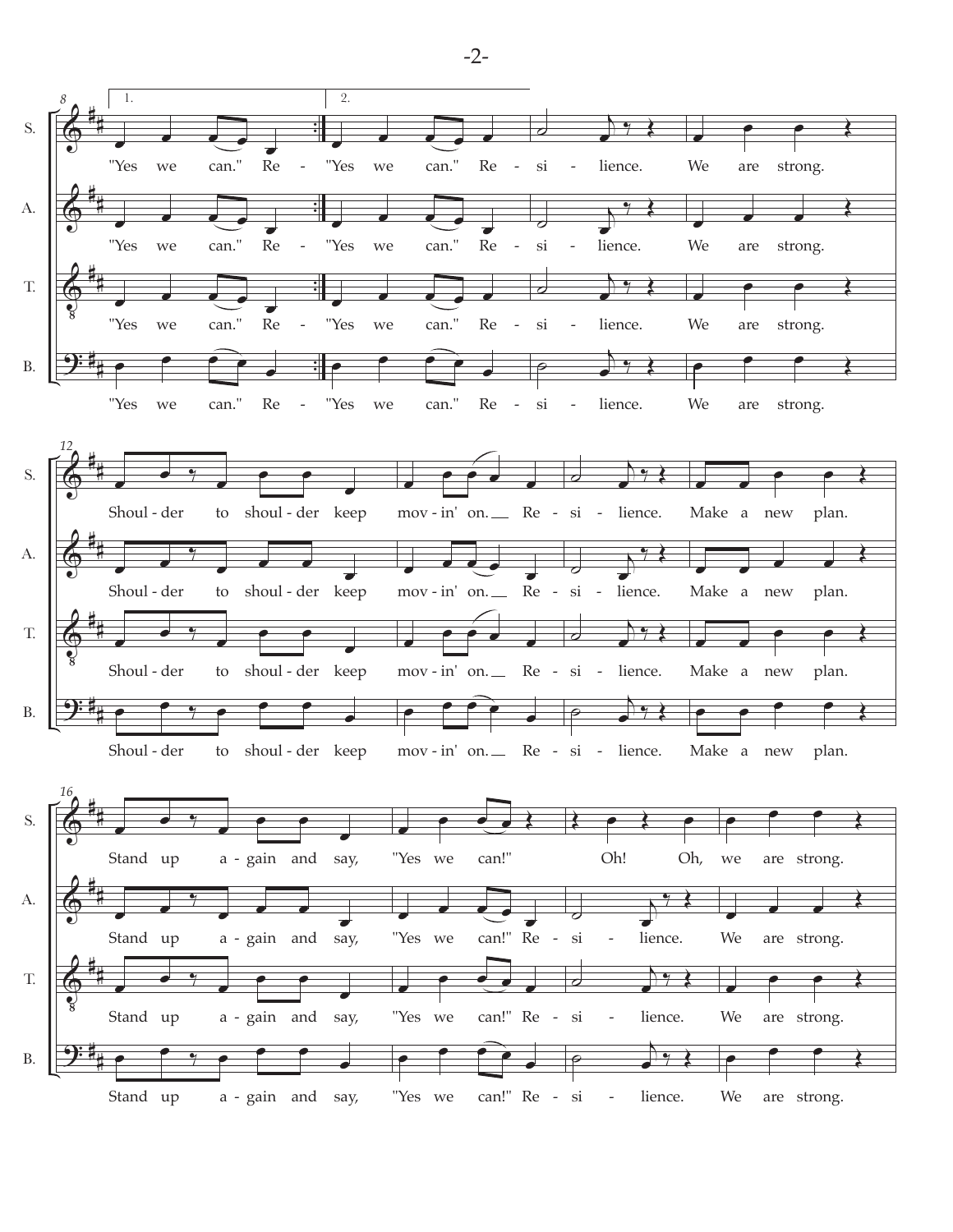S. "Yes we can." Re - "Yes we can." Re - si - lience. We are strong.

A. "Yes we can." Re - "Yes we can." Re - si - lience. We are strong.

T. "Yes we can." Re - "Yes we can." Re - si - lience. We are strong.

B. "Yes we can." Re - "Yes we can." Re - si - lience. We are strong.

S. Shoul - der to shoul - der keep mov - in' on. Re - si - lience. Make a new plan.

A. Shoul - der to shoul - der keep mov - in' on. Re - si - lience. Make a new plan.

T. Shoul - der to shoul - der keep mov - in' on. Re - si - lience. Make a new plan.

B. Shoul - der to shoul - der keep mov - in' on. Re - si - lience. Make a new plan.

S. Stand up a - gain and say, "Yes we can!" Oh! Oh, we are strong.

A. Stand up a - gain and say, "Yes we can!" Re - si - lience. We are strong.

T. Stand up a - gain and say, "Yes we can!" Re - si - lience. We are strong.

B. Stand up a - gain and say, "Yes we can!" Re - si - lience. We are strong.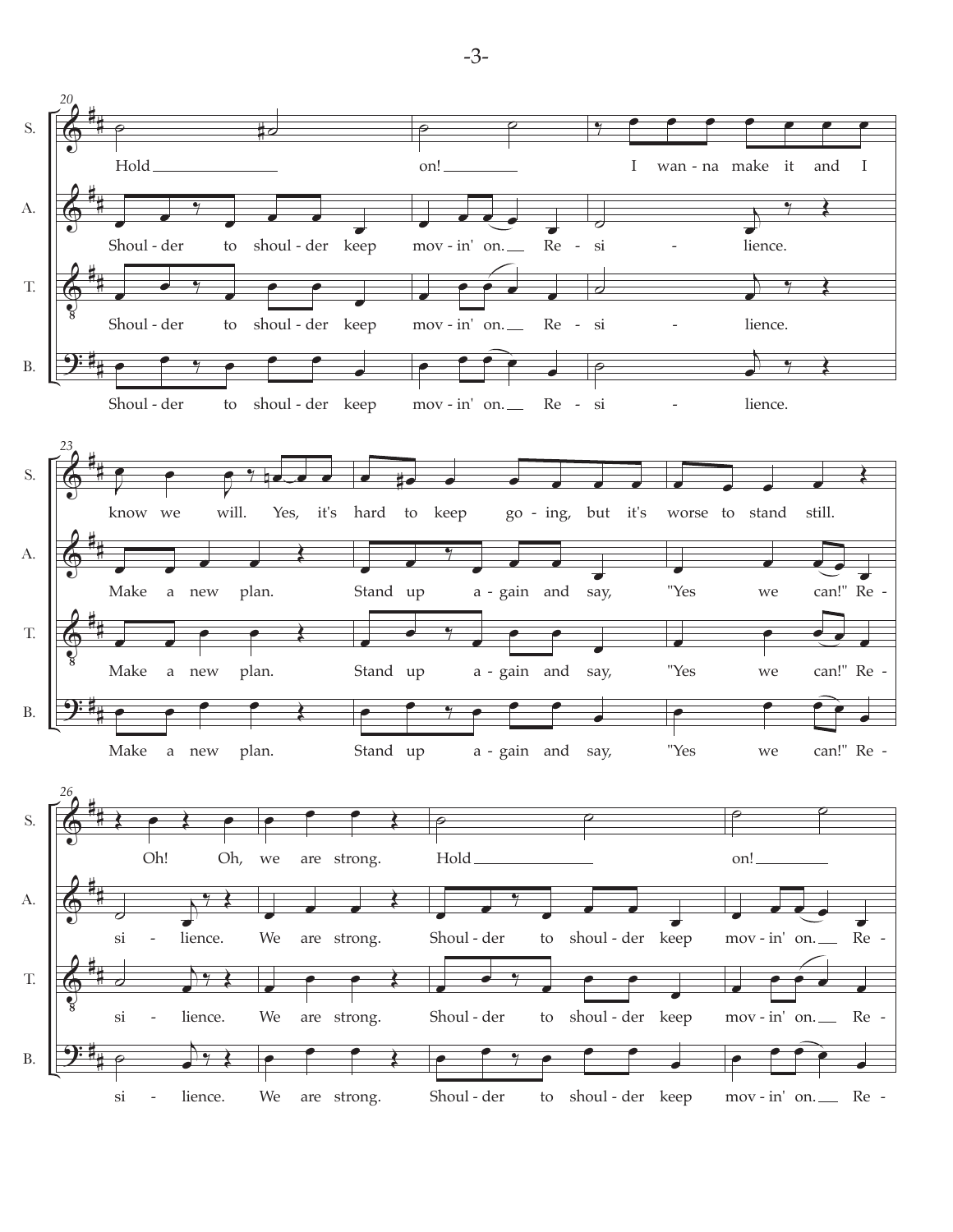**20**

S. Hold on! I wan-na make it and I

A. Shoul-der to shoul-der keep mov-in' on. Re-si-lience.

T. Shoul-der to shoul-der keep mov-in' on. Re-si-lience.

B. Shoul-der to shoul-der keep mov-in' on. Re-si-lience.

**23**

S. know we will. Yes, it's hard to keep go-ing, but it's worse to stand still.

A. Make a new plan. Stand up a-gain and say, "Yes we can!" Re-

T. Make a new plan. Stand up a-gain and say, "Yes we can!" Re-

B. Make a new plan. Stand up a-gain and say, "Yes we can!" Re-

**26**

S. Oh! Oh, we are strong. Hold on!

A. si-lience. We are strong. Shoul-der to shoul-der keep mov-in' on. Re-

T. si-lience. We are strong. Shoul-der to shoul-der keep mov-in' on. Re-

B. si-lience. We are strong. Shoul-der to shoul-der keep mov-in' on. Re-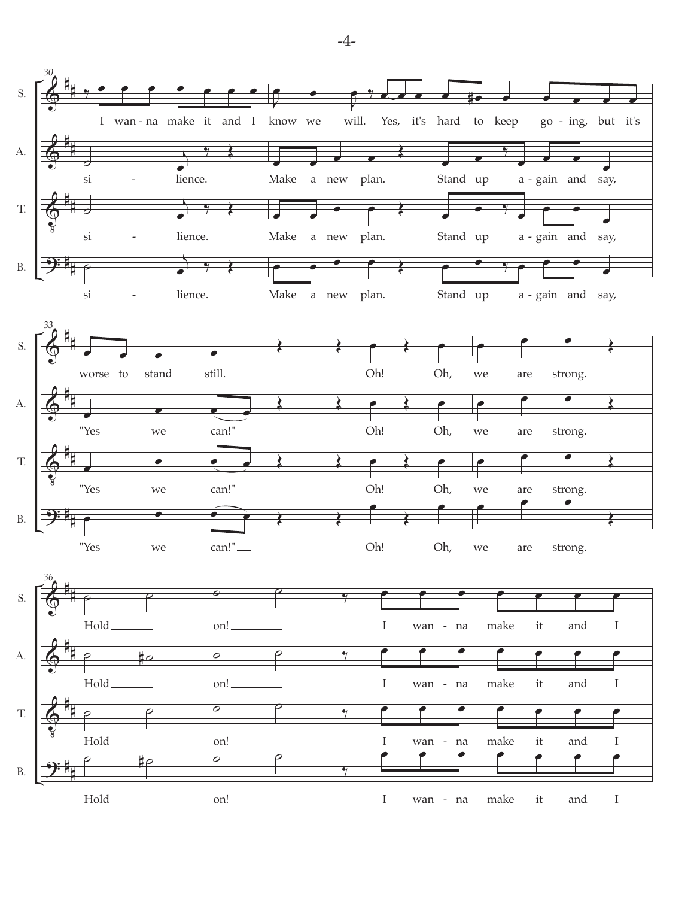**Measures 30–32**

S. I wan - na make it and I know we will. Yes, it's hard to keep go - ing, but it's

A. si - lience. Make a new plan. Stand up a - gain and say,

T. si - lience. Make a new plan. Stand up a - gain and say,

B. si - lience. Make a new plan. Stand up a - gain and say,

**Measures 33–35**

S. worse to stand still. Oh! Oh, we are strong.

A. "Yes we can!" Oh! Oh, we are strong.

T. "Yes we can!" Oh! Oh, we are strong.

B. "Yes we can!" Oh! Oh, we are strong.

**Measures 36–38**

S. Hold on! I wan - na make it and I

A. Hold on! I wan - na make it and I

T. Hold on! I wan - na make it and I

B. Hold on! I wan - na make it and I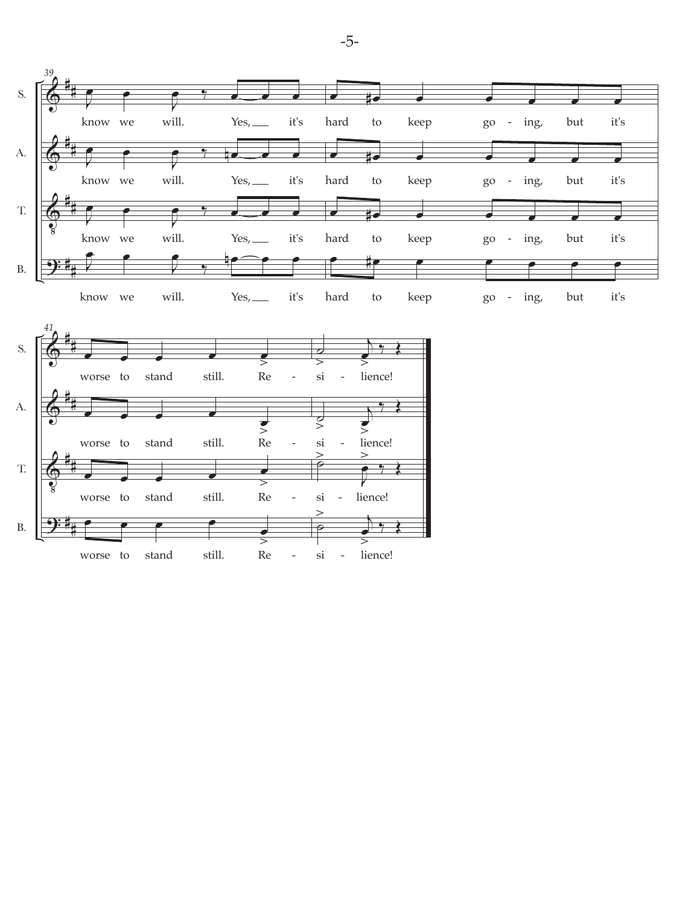S. know we will. Yes, ___ it's hard to keep go - ing, but it's

A. know we will. Yes, ___ it's hard to keep go - ing, but it's

T. know we will. Yes, ___ it's hard to keep go - ing, but it's

B. know we will. Yes, ___ it's hard to keep go - ing, but it's

S. worse to stand still. Re - si - lience!

A. worse to stand still. Re - si - lience!

T. worse to stand still. Re - si - lience!

B. worse to stand still. Re - si - lience!